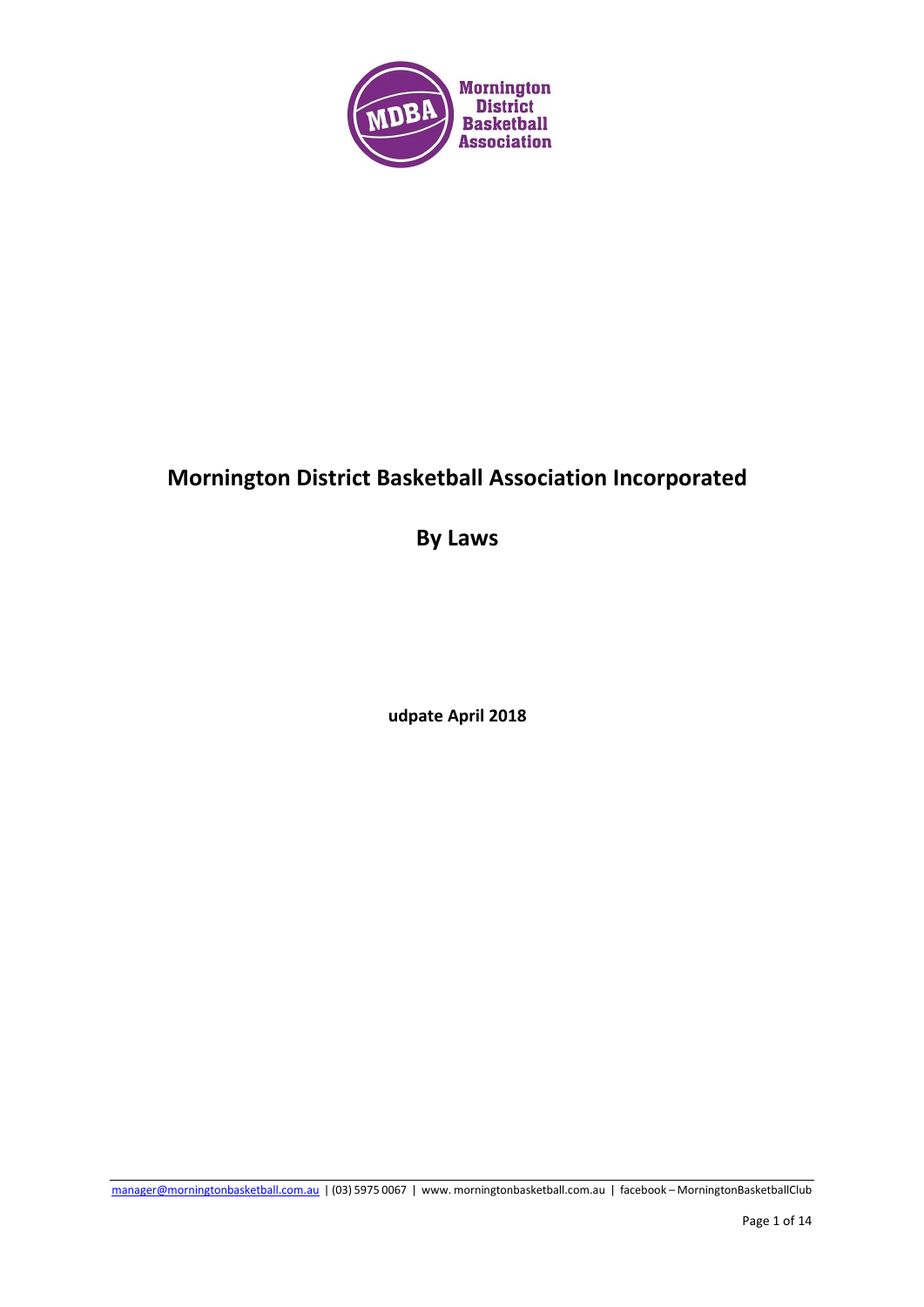# Mornington District Basketball Association Incorporated

## By Laws

**udpate April 2018**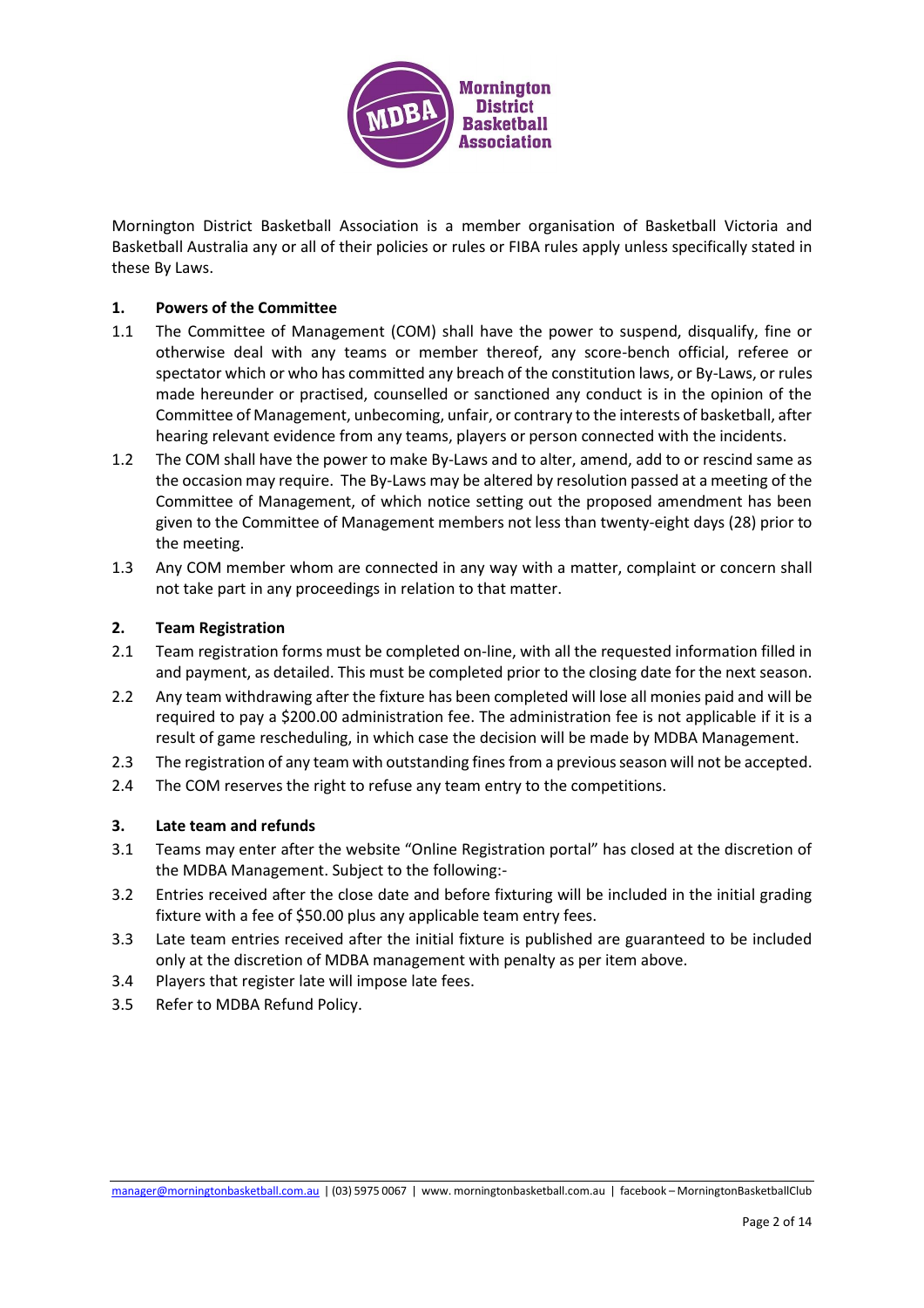Mornington District Basketball Association is a member organisation of Basketball Victoria and Basketball Australia any or all of their policies or rules or FIBA rules apply unless specifically stated in these By Laws.

## 1. Powers of the Committee

1.1 The Committee of Management (COM) shall have the power to suspend, disqualify, fine or otherwise deal with any teams or member thereof, any score-bench official, referee or spectator which or who has committed any breach of the constitution laws, or By-Laws, or rules made hereunder or practised, counselled or sanctioned any conduct is in the opinion of the Committee of Management, unbecoming, unfair, or contrary to the interests of basketball, after hearing relevant evidence from any teams, players or person connected with the incidents.

1.2 The COM shall have the power to make By-Laws and to alter, amend, add to or rescind same as the occasion may require. The By-Laws may be altered by resolution passed at a meeting of the Committee of Management, of which notice setting out the proposed amendment has been given to the Committee of Management members not less than twenty-eight days (28) prior to the meeting.

1.3 Any COM member whom are connected in any way with a matter, complaint or concern shall not take part in any proceedings in relation to that matter.

## 2. Team Registration

2.1 Team registration forms must be completed on-line, with all the requested information filled in and payment, as detailed. This must be completed prior to the closing date for the next season.

2.2 Any team withdrawing after the fixture has been completed will lose all monies paid and will be required to pay a $200.00 administration fee. The administration fee is not applicable if it is a result of game rescheduling, in which case the decision will be made by MDBA Management.

2.3 The registration of any team with outstanding fines from a previous season will not be accepted.

2.4 The COM reserves the right to refuse any team entry to the competitions.

## 3. Late team and refunds

3.1 Teams may enter after the website "Online Registration portal" has closed at the discretion of the MDBA Management. Subject to the following:-

3.2 Entries received after the close date and before fixturing will be included in the initial grading fixture with a fee of $50.00 plus any applicable team entry fees.

3.3 Late team entries received after the initial fixture is published are guaranteed to be included only at the discretion of MDBA management with penalty as per item above.

3.4 Players that register late will impose late fees.

3.5 Refer to MDBA Refund Policy.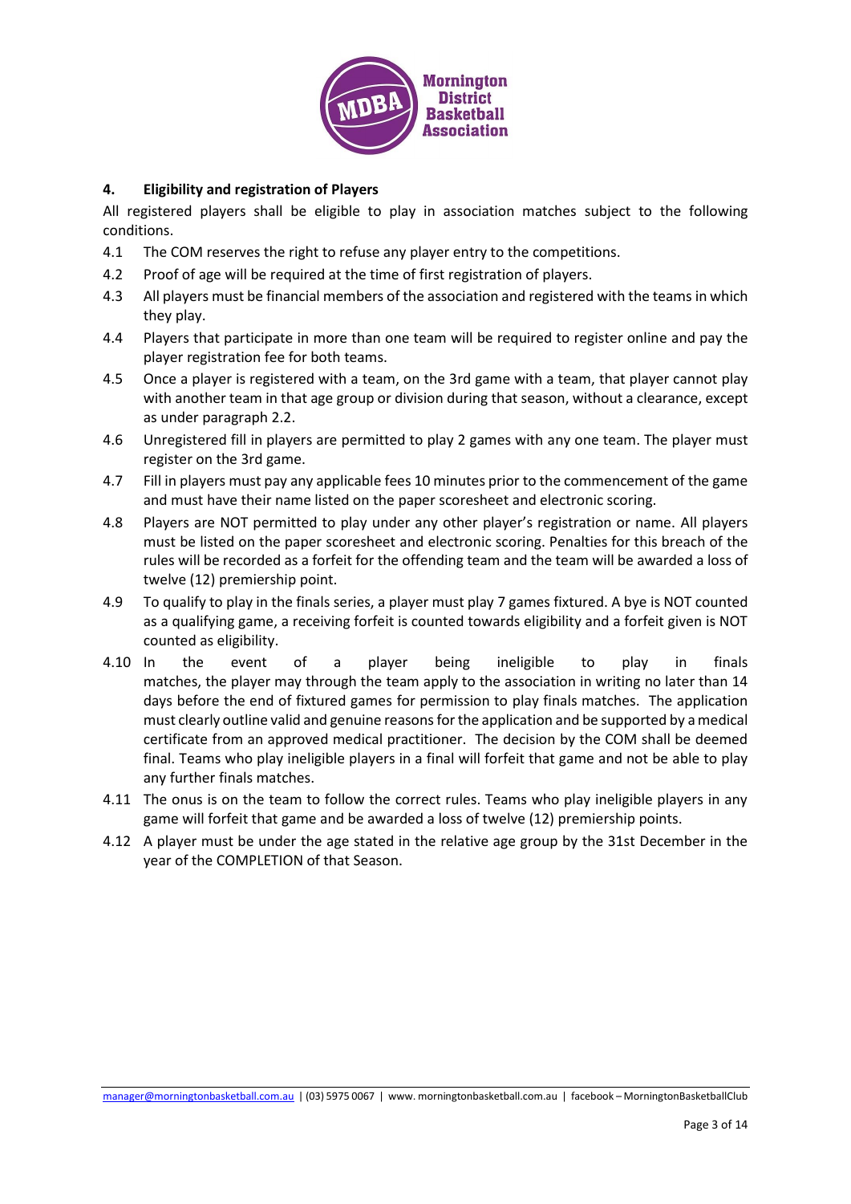## 4. Eligibility and registration of Players

All registered players shall be eligible to play in association matches subject to the following conditions.

4.1 The COM reserves the right to refuse any player entry to the competitions.

4.2 Proof of age will be required at the time of first registration of players.

4.3 All players must be financial members of the association and registered with the teams in which they play.

4.4 Players that participate in more than one team will be required to register online and pay the player registration fee for both teams.

4.5 Once a player is registered with a team, on the 3rd game with a team, that player cannot play with another team in that age group or division during that season, without a clearance, except as under paragraph 2.2.

4.6 Unregistered fill in players are permitted to play 2 games with any one team. The player must register on the 3rd game.

4.7 Fill in players must pay any applicable fees 10 minutes prior to the commencement of the game and must have their name listed on the paper scoresheet and electronic scoring.

4.8 Players are NOT permitted to play under any other player's registration or name. All players must be listed on the paper scoresheet and electronic scoring. Penalties for this breach of the rules will be recorded as a forfeit for the offending team and the team will be awarded a loss of twelve (12) premiership point.

4.9 To qualify to play in the finals series, a player must play 7 games fixtured. A bye is NOT counted as a qualifying game, a receiving forfeit is counted towards eligibility and a forfeit given is NOT counted as eligibility.

4.10 In the event of a player being ineligible to play in finals matches, the player may through the team apply to the association in writing no later than 14 days before the end of fixtured games for permission to play finals matches. The application must clearly outline valid and genuine reasons for the application and be supported by a medical certificate from an approved medical practitioner. The decision by the COM shall be deemed final. Teams who play ineligible players in a final will forfeit that game and not be able to play any further finals matches.

4.11 The onus is on the team to follow the correct rules. Teams who play ineligible players in any game will forfeit that game and be awarded a loss of twelve (12) premiership points.

4.12 A player must be under the age stated in the relative age group by the 31st December in the year of the COMPLETION of that Season.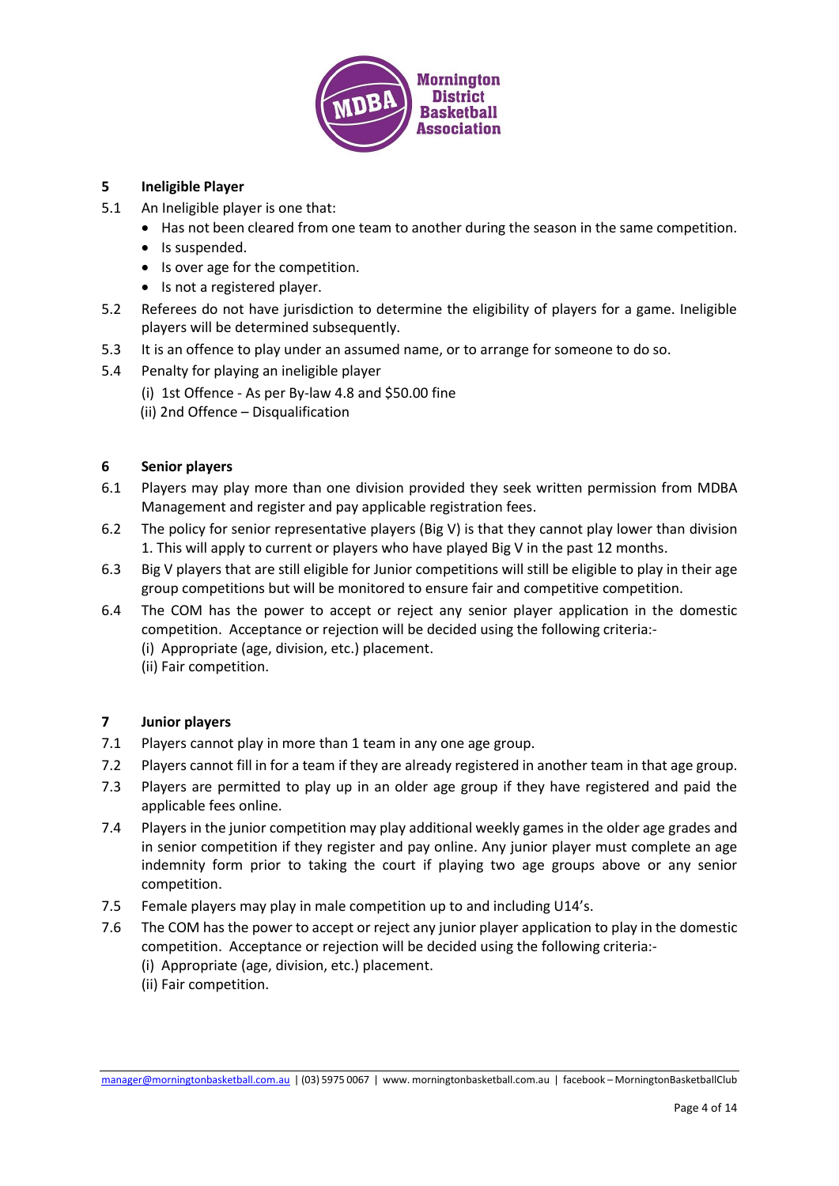## 5 Ineligible Player

5.1 An Ineligible player is one that:

- Has not been cleared from one team to another during the season in the same competition.
- Is suspended.
- Is over age for the competition.
- Is not a registered player.

5.2 Referees do not have jurisdiction to determine the eligibility of players for a game. Ineligible players will be determined subsequently.

5.3 It is an offence to play under an assumed name, or to arrange for someone to do so.

5.4 Penalty for playing an ineligible player

(i) 1st Offence - As per By-law 4.8 and $50.00 fine

(ii) 2nd Offence – Disqualification

## 6 Senior players

6.1 Players may play more than one division provided they seek written permission from MDBA Management and register and pay applicable registration fees.

6.2 The policy for senior representative players (Big V) is that they cannot play lower than division 1. This will apply to current or players who have played Big V in the past 12 months.

6.3 Big V players that are still eligible for Junior competitions will still be eligible to play in their age group competitions but will be monitored to ensure fair and competitive competition.

6.4 The COM has the power to accept or reject any senior player application in the domestic competition. Acceptance or rejection will be decided using the following criteria:-

(i) Appropriate (age, division, etc.) placement.

(ii) Fair competition.

## 7 Junior players

7.1 Players cannot play in more than 1 team in any one age group.

7.2 Players cannot fill in for a team if they are already registered in another team in that age group.

7.3 Players are permitted to play up in an older age group if they have registered and paid the applicable fees online.

7.4 Players in the junior competition may play additional weekly games in the older age grades and in senior competition if they register and pay online. Any junior player must complete an age indemnity form prior to taking the court if playing two age groups above or any senior competition.

7.5 Female players may play in male competition up to and including U14's.

7.6 The COM has the power to accept or reject any junior player application to play in the domestic competition. Acceptance or rejection will be decided using the following criteria:-

(i) Appropriate (age, division, etc.) placement.

(ii) Fair competition.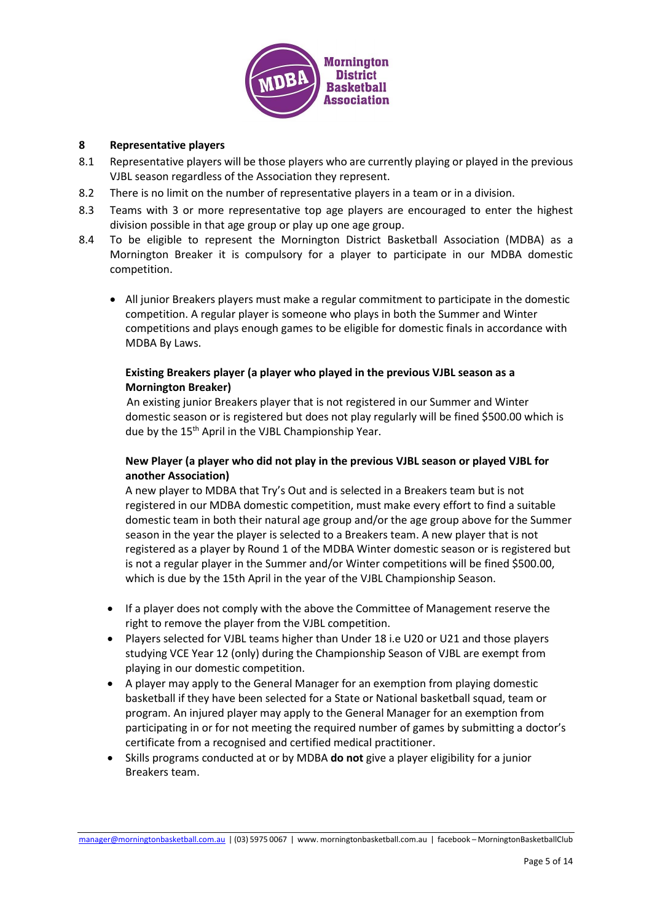## 8 Representative players

8.1 Representative players will be those players who are currently playing or played in the previous VJBL season regardless of the Association they represent.

8.2 There is no limit on the number of representative players in a team or in a division.

8.3 Teams with 3 or more representative top age players are encouraged to enter the highest division possible in that age group or play up one age group.

8.4 To be eligible to represent the Mornington District Basketball Association (MDBA) as a Mornington Breaker it is compulsory for a player to participate in our MDBA domestic competition.

- All junior Breakers players must make a regular commitment to participate in the domestic competition. A regular player is someone who plays in both the Summer and Winter competitions and plays enough games to be eligible for domestic finals in accordance with MDBA By Laws.

  **Existing Breakers player (a player who played in the previous VJBL season as a Mornington Breaker)**
  An existing junior Breakers player that is not registered in our Summer and Winter domestic season or is registered but does not play regularly will be fined $500.00 which is due by the 15th April in the VJBL Championship Year.

  **New Player (a player who did not play in the previous VJBL season or played VJBL for another Association)**
  A new player to MDBA that Try's Out and is selected in a Breakers team but is not registered in our MDBA domestic competition, must make every effort to find a suitable domestic team in both their natural age group and/or the age group above for the Summer season in the year the player is selected to a Breakers team. A new player that is not registered as a player by Round 1 of the MDBA Winter domestic season or is registered but is not a regular player in the Summer and/or Winter competitions will be fined $500.00, which is due by the 15th April in the year of the VJBL Championship Season.

- If a player does not comply with the above the Committee of Management reserve the right to remove the player from the VJBL competition.
- Players selected for VJBL teams higher than Under 18 i.e U20 or U21 and those players studying VCE Year 12 (only) during the Championship Season of VJBL are exempt from playing in our domestic competition.
- A player may apply to the General Manager for an exemption from playing domestic basketball if they have been selected for a State or National basketball squad, team or program. An injured player may apply to the General Manager for an exemption from participating in or for not meeting the required number of games by submitting a doctor's certificate from a recognised and certified medical practitioner.
- Skills programs conducted at or by MDBA **do not** give a player eligibility for a junior Breakers team.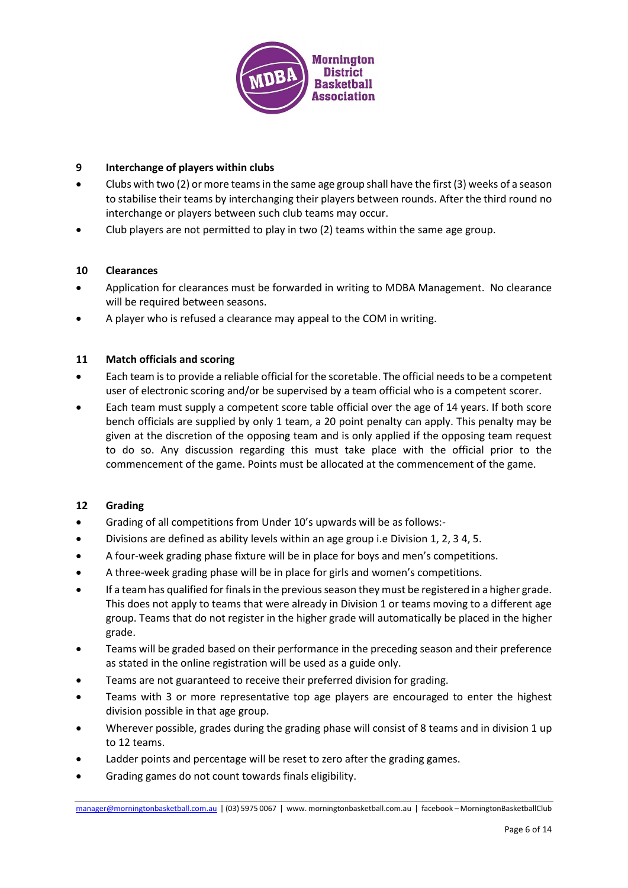## 9 Interchange of players within clubs

- Clubs with two (2) or more teams in the same age group shall have the first (3) weeks of a season to stabilise their teams by interchanging their players between rounds. After the third round no interchange or players between such club teams may occur.
- Club players are not permitted to play in two (2) teams within the same age group.

## 10 Clearances

- Application for clearances must be forwarded in writing to MDBA Management. No clearance will be required between seasons.
- A player who is refused a clearance may appeal to the COM in writing.

## 11 Match officials and scoring

- Each team is to provide a reliable official for the scoretable. The official needs to be a competent user of electronic scoring and/or be supervised by a team official who is a competent scorer.
- Each team must supply a competent score table official over the age of 14 years. If both score bench officials are supplied by only 1 team, a 20 point penalty can apply. This penalty may be given at the discretion of the opposing team and is only applied if the opposing team request to do so. Any discussion regarding this must take place with the official prior to the commencement of the game. Points must be allocated at the commencement of the game.

## 12 Grading

- Grading of all competitions from Under 10's upwards will be as follows:-
- Divisions are defined as ability levels within an age group i.e Division 1, 2, 3 4, 5.
- A four-week grading phase fixture will be in place for boys and men's competitions.
- A three-week grading phase will be in place for girls and women's competitions.
- If a team has qualified for finals in the previous season they must be registered in a higher grade. This does not apply to teams that were already in Division 1 or teams moving to a different age group. Teams that do not register in the higher grade will automatically be placed in the higher grade.
- Teams will be graded based on their performance in the preceding season and their preference as stated in the online registration will be used as a guide only.
- Teams are not guaranteed to receive their preferred division for grading.
- Teams with 3 or more representative top age players are encouraged to enter the highest division possible in that age group.
- Wherever possible, grades during the grading phase will consist of 8 teams and in division 1 up to 12 teams.
- Ladder points and percentage will be reset to zero after the grading games.
- Grading games do not count towards finals eligibility.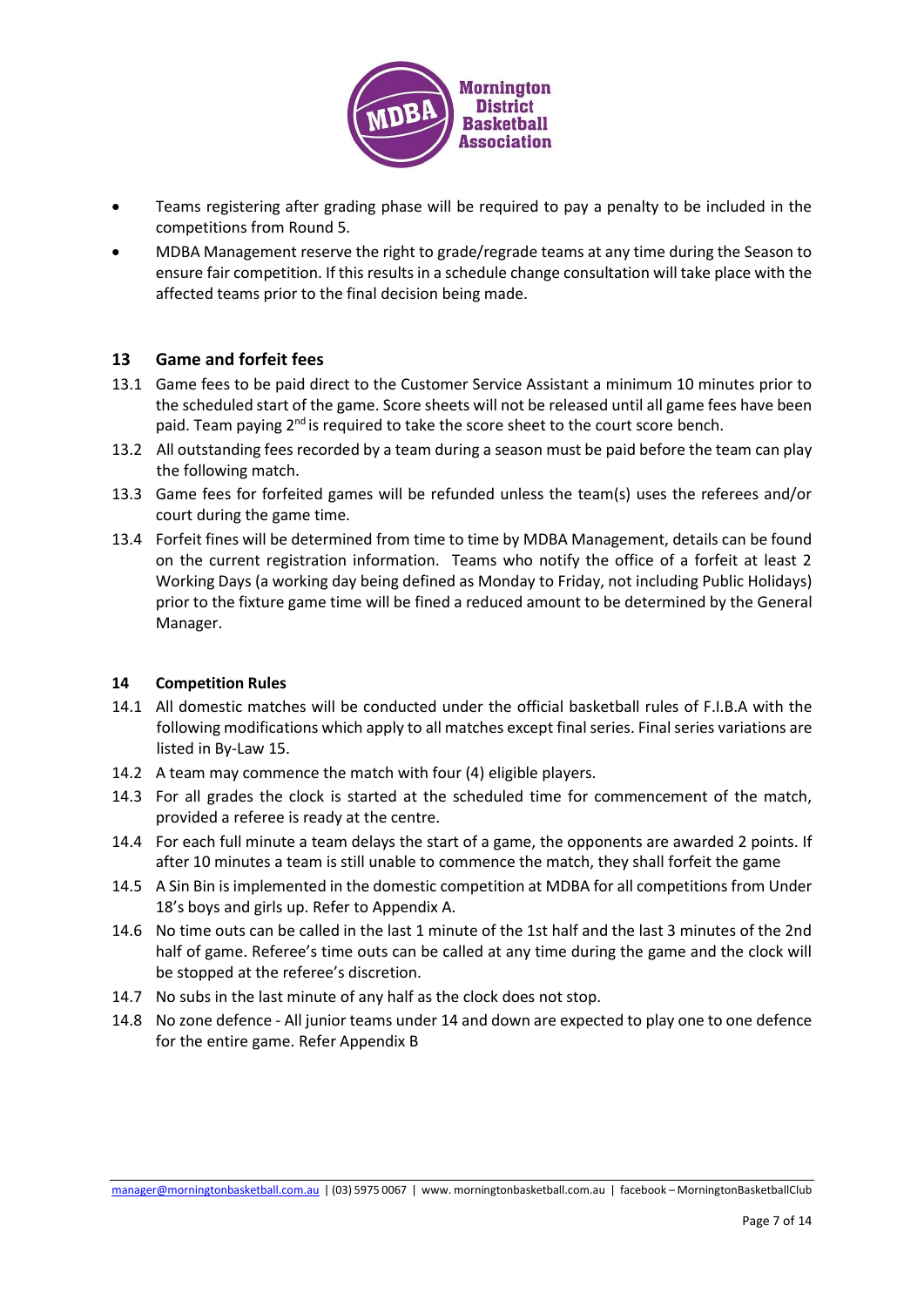- Teams registering after grading phase will be required to pay a penalty to be included in the competitions from Round 5.
- MDBA Management reserve the right to grade/regrade teams at any time during the Season to ensure fair competition. If this results in a schedule change consultation will take place with the affected teams prior to the final decision being made.

## 13 Game and forfeit fees

13.1 Game fees to be paid direct to the Customer Service Assistant a minimum 10 minutes prior to the scheduled start of the game. Score sheets will not be released until all game fees have been paid. Team paying 2nd is required to take the score sheet to the court score bench.

13.2 All outstanding fees recorded by a team during a season must be paid before the team can play the following match.

13.3 Game fees for forfeited games will be refunded unless the team(s) uses the referees and/or court during the game time.

13.4 Forfeit fines will be determined from time to time by MDBA Management, details can be found on the current registration information. Teams who notify the office of a forfeit at least 2 Working Days (a working day being defined as Monday to Friday, not including Public Holidays) prior to the fixture game time will be fined a reduced amount to be determined by the General Manager.

## 14 Competition Rules

14.1 All domestic matches will be conducted under the official basketball rules of F.I.B.A with the following modifications which apply to all matches except final series. Final series variations are listed in By-Law 15.

14.2 A team may commence the match with four (4) eligible players.

14.3 For all grades the clock is started at the scheduled time for commencement of the match, provided a referee is ready at the centre.

14.4 For each full minute a team delays the start of a game, the opponents are awarded 2 points. If after 10 minutes a team is still unable to commence the match, they shall forfeit the game

14.5 A Sin Bin is implemented in the domestic competition at MDBA for all competitions from Under 18's boys and girls up. Refer to Appendix A.

14.6 No time outs can be called in the last 1 minute of the 1st half and the last 3 minutes of the 2nd half of game. Referee's time outs can be called at any time during the game and the clock will be stopped at the referee's discretion.

14.7 No subs in the last minute of any half as the clock does not stop.

14.8 No zone defence - All junior teams under 14 and down are expected to play one to one defence for the entire game. Refer Appendix B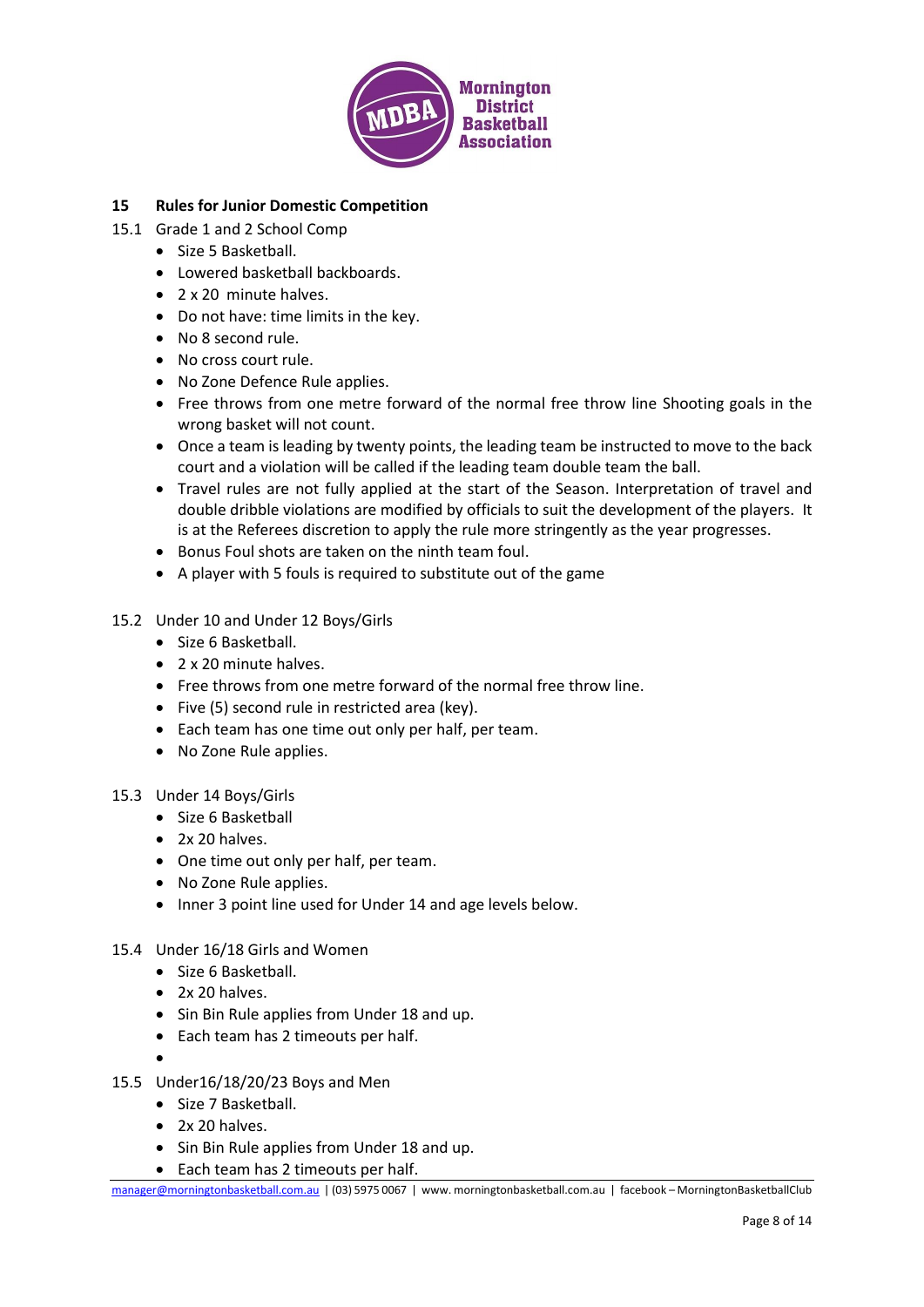## 15 Rules for Junior Domestic Competition

15.1 Grade 1 and 2 School Comp

- Size 5 Basketball.
- Lowered basketball backboards.
- 2 x 20 minute halves.
- Do not have: time limits in the key.
- No 8 second rule.
- No cross court rule.
- No Zone Defence Rule applies.
- Free throws from one metre forward of the normal free throw line Shooting goals in the wrong basket will not count.
- Once a team is leading by twenty points, the leading team be instructed to move to the back court and a violation will be called if the leading team double team the ball.
- Travel rules are not fully applied at the start of the Season. Interpretation of travel and double dribble violations are modified by officials to suit the development of the players. It is at the Referees discretion to apply the rule more stringently as the year progresses.
- Bonus Foul shots are taken on the ninth team foul.
- A player with 5 fouls is required to substitute out of the game

15.2 Under 10 and Under 12 Boys/Girls

- Size 6 Basketball.
- 2 x 20 minute halves.
- Free throws from one metre forward of the normal free throw line.
- Five (5) second rule in restricted area (key).
- Each team has one time out only per half, per team.
- No Zone Rule applies.

15.3 Under 14 Boys/Girls

- Size 6 Basketball
- 2x 20 halves.
- One time out only per half, per team.
- No Zone Rule applies.
- Inner 3 point line used for Under 14 and age levels below.

15.4 Under 16/18 Girls and Women

- Size 6 Basketball.
- 2x 20 halves.
- Sin Bin Rule applies from Under 18 and up.
- Each team has 2 timeouts per half.

15.5 Under16/18/20/23 Boys and Men

- Size 7 Basketball.
- 2x 20 halves.
- Sin Bin Rule applies from Under 18 and up.
- Each team has 2 timeouts per half.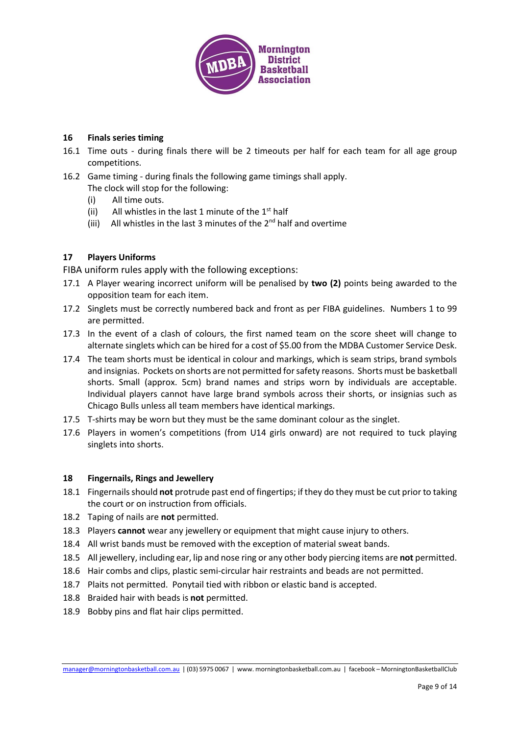## 16 Finals series timing

16.1 Time outs - during finals there will be 2 timeouts per half for each team for all age group competitions.

16.2 Game timing - during finals the following game timings shall apply.
The clock will stop for the following:
  (i) All time outs.
  (ii) All whistles in the last 1 minute of the 1st half
  (iii) All whistles in the last 3 minutes of the 2nd half and overtime

## 17 Players Uniforms

FIBA uniform rules apply with the following exceptions:

17.1 A Player wearing incorrect uniform will be penalised by **two (2)** points being awarded to the opposition team for each item.

17.2 Singlets must be correctly numbered back and front as per FIBA guidelines. Numbers 1 to 99 are permitted.

17.3 In the event of a clash of colours, the first named team on the score sheet will change to alternate singlets which can be hired for a cost of $5.00 from the MDBA Customer Service Desk.

17.4 The team shorts must be identical in colour and markings, which is seam strips, brand symbols and insignias. Pockets on shorts are not permitted for safety reasons. Shorts must be basketball shorts. Small (approx. 5cm) brand names and strips worn by individuals are acceptable. Individual players cannot have large brand symbols across their shorts, or insignias such as Chicago Bulls unless all team members have identical markings.

17.5 T-shirts may be worn but they must be the same dominant colour as the singlet.

17.6 Players in women's competitions (from U14 girls onward) are not required to tuck playing singlets into shorts.

## 18 Fingernails, Rings and Jewellery

18.1 Fingernails should **not** protrude past end of fingertips; if they do they must be cut prior to taking the court or on instruction from officials.

18.2 Taping of nails are **not** permitted.

18.3 Players **cannot** wear any jewellery or equipment that might cause injury to others.

18.4 All wrist bands must be removed with the exception of material sweat bands.

18.5 All jewellery, including ear, lip and nose ring or any other body piercing items are **not** permitted.

18.6 Hair combs and clips, plastic semi-circular hair restraints and beads are not permitted.

18.7 Plaits not permitted. Ponytail tied with ribbon or elastic band is accepted.

18.8 Braided hair with beads is **not** permitted.

18.9 Bobby pins and flat hair clips permitted.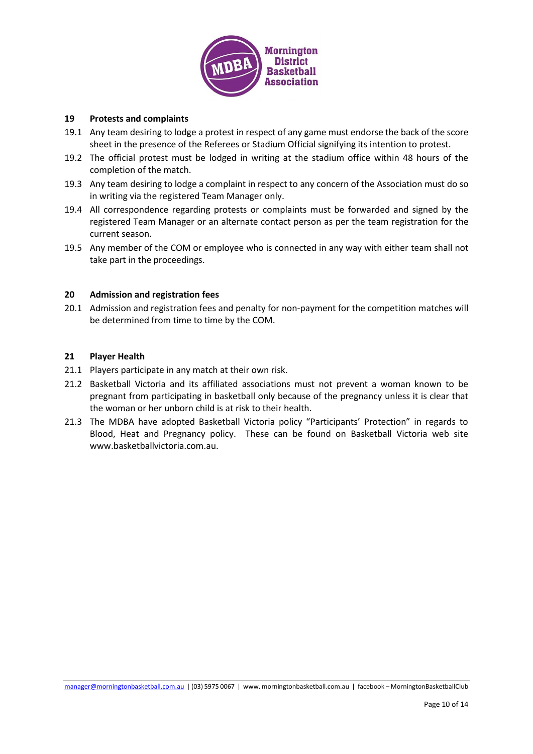## 19 Protests and complaints

19.1 Any team desiring to lodge a protest in respect of any game must endorse the back of the score sheet in the presence of the Referees or Stadium Official signifying its intention to protest.

19.2 The official protest must be lodged in writing at the stadium office within 48 hours of the completion of the match.

19.3 Any team desiring to lodge a complaint in respect to any concern of the Association must do so in writing via the registered Team Manager only.

19.4 All correspondence regarding protests or complaints must be forwarded and signed by the registered Team Manager or an alternate contact person as per the team registration for the current season.

19.5 Any member of the COM or employee who is connected in any way with either team shall not take part in the proceedings.

## 20 Admission and registration fees

20.1 Admission and registration fees and penalty for non-payment for the competition matches will be determined from time to time by the COM.

## 21 Player Health

21.1 Players participate in any match at their own risk.

21.2 Basketball Victoria and its affiliated associations must not prevent a woman known to be pregnant from participating in basketball only because of the pregnancy unless it is clear that the woman or her unborn child is at risk to their health.

21.3 The MDBA have adopted Basketball Victoria policy “Participants’ Protection” in regards to Blood, Heat and Pregnancy policy. These can be found on Basketball Victoria web site www.basketballvictoria.com.au.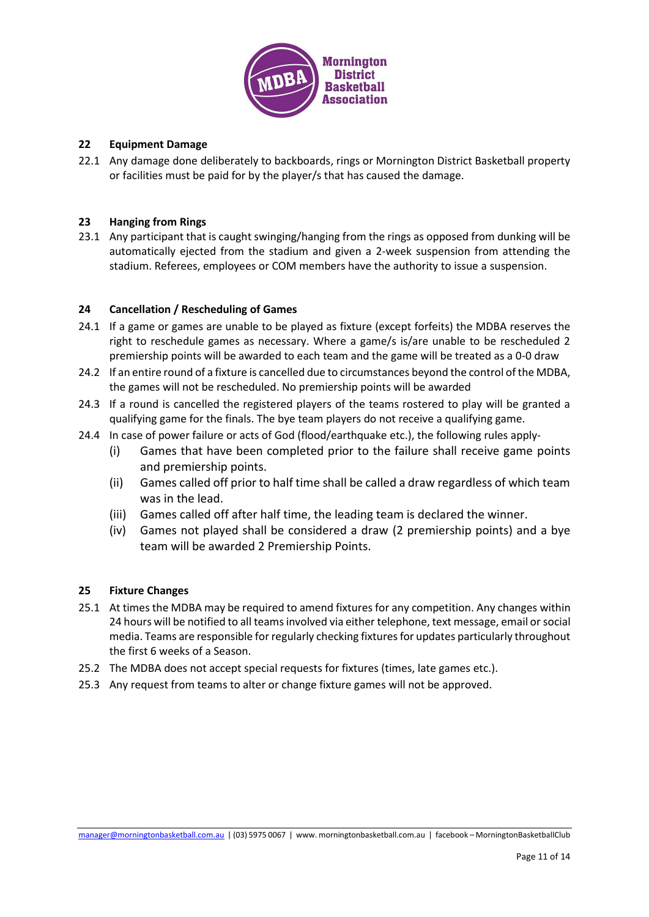## 22 Equipment Damage

22.1 Any damage done deliberately to backboards, rings or Mornington District Basketball property or facilities must be paid for by the player/s that has caused the damage.

## 23 Hanging from Rings

23.1 Any participant that is caught swinging/hanging from the rings as opposed from dunking will be automatically ejected from the stadium and given a 2-week suspension from attending the stadium. Referees, employees or COM members have the authority to issue a suspension.

## 24 Cancellation / Rescheduling of Games

24.1 If a game or games are unable to be played as fixture (except forfeits) the MDBA reserves the right to reschedule games as necessary. Where a game/s is/are unable to be rescheduled 2 premiership points will be awarded to each team and the game will be treated as a 0-0 draw

24.2 If an entire round of a fixture is cancelled due to circumstances beyond the control of the MDBA, the games will not be rescheduled. No premiership points will be awarded

24.3 If a round is cancelled the registered players of the teams rostered to play will be granted a qualifying game for the finals. The bye team players do not receive a qualifying game.

24.4 In case of power failure or acts of God (flood/earthquake etc.), the following rules apply-

- (i) Games that have been completed prior to the failure shall receive game points and premiership points.
- (ii) Games called off prior to half time shall be called a draw regardless of which team was in the lead.
- (iii) Games called off after half time, the leading team is declared the winner.
- (iv) Games not played shall be considered a draw (2 premiership points) and a bye team will be awarded 2 Premiership Points.

## 25 Fixture Changes

25.1 At times the MDBA may be required to amend fixtures for any competition. Any changes within 24 hours will be notified to all teams involved via either telephone, text message, email or social media. Teams are responsible for regularly checking fixtures for updates particularly throughout the first 6 weeks of a Season.

25.2 The MDBA does not accept special requests for fixtures (times, late games etc.).

25.3 Any request from teams to alter or change fixture games will not be approved.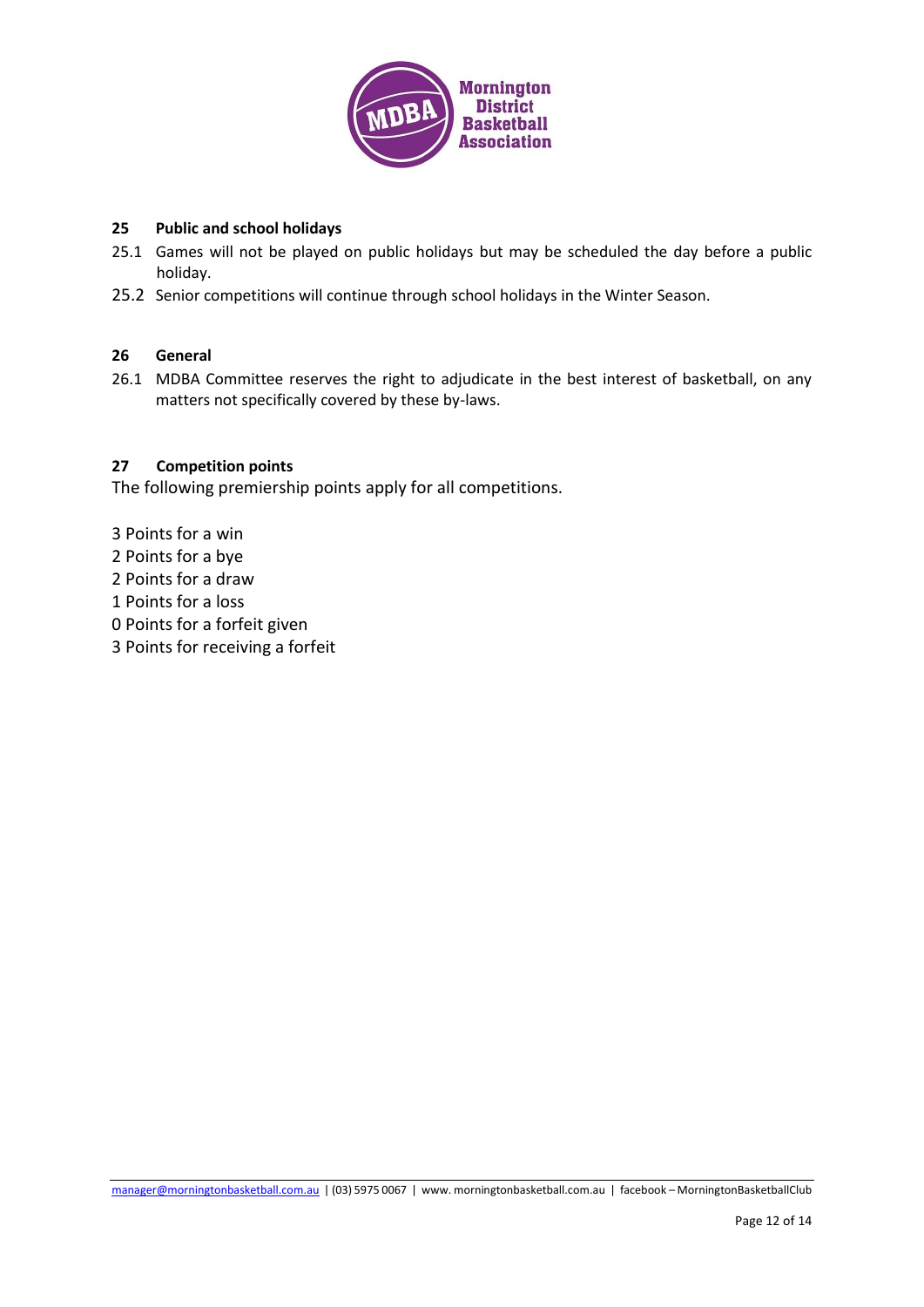## 25 Public and school holidays

25.1 Games will not be played on public holidays but may be scheduled the day before a public holiday.

25.2 Senior competitions will continue through school holidays in the Winter Season.

## 26 General

26.1 MDBA Committee reserves the right to adjudicate in the best interest of basketball, on any matters not specifically covered by these by-laws.

## 27 Competition points

The following premiership points apply for all competitions.

3 Points for a win
2 Points for a bye
2 Points for a draw
1 Points for a loss
0 Points for a forfeit given
3 Points for receiving a forfeit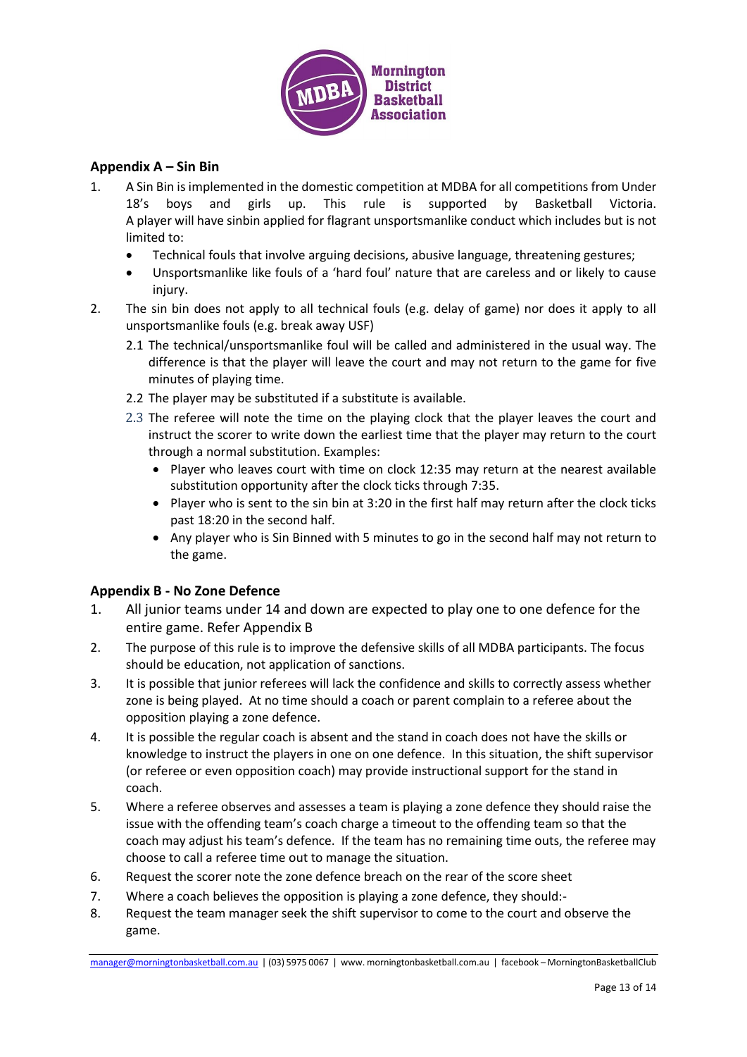## Appendix A – Sin Bin

1. A Sin Bin is implemented in the domestic competition at MDBA for all competitions from Under 18's boys and girls up. This rule is supported by Basketball Victoria. A player will have sinbin applied for flagrant unsportsmanlike conduct which includes but is not limited to:
   - Technical fouls that involve arguing decisions, abusive language, threatening gestures;
   - Unsportsmanlike like fouls of a 'hard foul' nature that are careless and or likely to cause injury.
2. The sin bin does not apply to all technical fouls (e.g. delay of game) nor does it apply to all unsportsmanlike fouls (e.g. break away USF)
   - 2.1 The technical/unsportsmanlike foul will be called and administered in the usual way. The difference is that the player will leave the court and may not return to the game for five minutes of playing time.
   - 2.2 The player may be substituted if a substitute is available.
   - 2.3 The referee will note the time on the playing clock that the player leaves the court and instruct the scorer to write down the earliest time that the player may return to the court through a normal substitution. Examples:
     - Player who leaves court with time on clock 12:35 may return at the nearest available substitution opportunity after the clock ticks through 7:35.
     - Player who is sent to the sin bin at 3:20 in the first half may return after the clock ticks past 18:20 in the second half.
     - Any player who is Sin Binned with 5 minutes to go in the second half may not return to the game.

## Appendix B - No Zone Defence

1. All junior teams under 14 and down are expected to play one to one defence for the entire game. Refer Appendix B
2. The purpose of this rule is to improve the defensive skills of all MDBA participants. The focus should be education, not application of sanctions.
3. It is possible that junior referees will lack the confidence and skills to correctly assess whether zone is being played. At no time should a coach or parent complain to a referee about the opposition playing a zone defence.
4. It is possible the regular coach is absent and the stand in coach does not have the skills or knowledge to instruct the players in one on one defence. In this situation, the shift supervisor (or referee or even opposition coach) may provide instructional support for the stand in coach.
5. Where a referee observes and assesses a team is playing a zone defence they should raise the issue with the offending team's coach charge a timeout to the offending team so that the coach may adjust his team's defence. If the team has no remaining time outs, the referee may choose to call a referee time out to manage the situation.
6. Request the scorer note the zone defence breach on the rear of the score sheet
7. Where a coach believes the opposition is playing a zone defence, they should:-
8. Request the team manager seek the shift supervisor to come to the court and observe the game.

manager@morningtonbasketball.com.au | (03) 5975 0067 | www. morningtonbasketball.com.au | facebook – MorningtonBasketballClub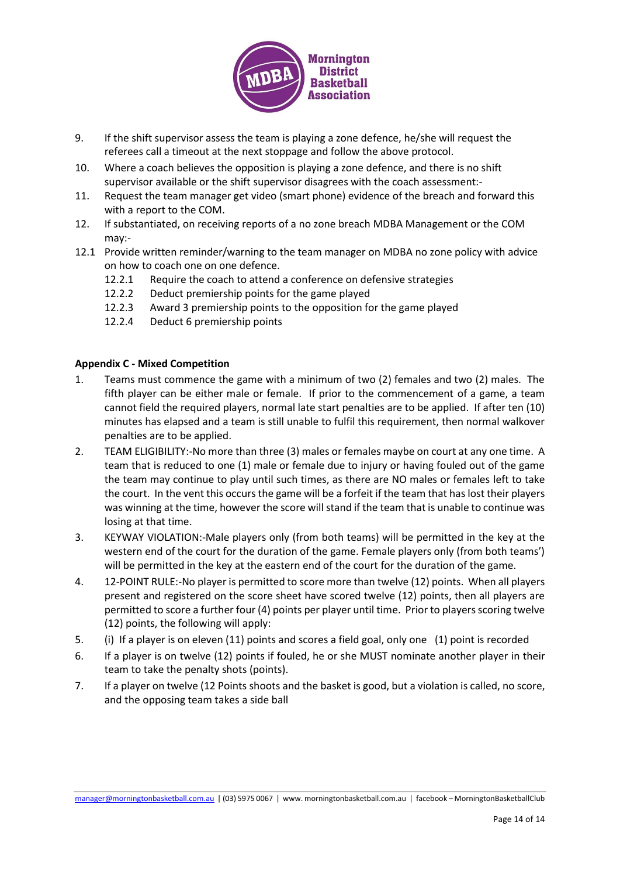9. If the shift supervisor assess the team is playing a zone defence, he/she will request the referees call a timeout at the next stoppage and follow the above protocol.
10. Where a coach believes the opposition is playing a zone defence, and there is no shift supervisor available or the shift supervisor disagrees with the coach assessment:-
11. Request the team manager get video (smart phone) evidence of the breach and forward this with a report to the COM.
12. If substantiated, on receiving reports of a no zone breach MDBA Management or the COM may:-

12.1 Provide written reminder/warning to the team manager on MDBA no zone policy with advice on how to coach one on one defence.

- 12.2.1 Require the coach to attend a conference on defensive strategies
- 12.2.2 Deduct premiership points for the game played
- 12.2.3 Award 3 premiership points to the opposition for the game played
- 12.2.4 Deduct 6 premiership points

**Appendix C - Mixed Competition**

1. Teams must commence the game with a minimum of two (2) females and two (2) males. The fifth player can be either male or female. If prior to the commencement of a game, a team cannot field the required players, normal late start penalties are to be applied. If after ten (10) minutes has elapsed and a team is still unable to fulfil this requirement, then normal walkover penalties are to be applied.
2. TEAM ELIGIBILITY:-No more than three (3) males or females maybe on court at any one time. A team that is reduced to one (1) male or female due to injury or having fouled out of the game the team may continue to play until such times, as there are NO males or females left to take the court. In the vent this occurs the game will be a forfeit if the team that has lost their players was winning at the time, however the score will stand if the team that is unable to continue was losing at that time.
3. KEYWAY VIOLATION:-Male players only (from both teams) will be permitted in the key at the western end of the court for the duration of the game. Female players only (from both teams') will be permitted in the key at the eastern end of the court for the duration of the game.
4. 12-POINT RULE:-No player is permitted to score more than twelve (12) points. When all players present and registered on the score sheet have scored twelve (12) points, then all players are permitted to score a further four (4) points per player until time. Prior to players scoring twelve (12) points, the following will apply:
5. (i) If a player is on eleven (11) points and scores a field goal, only one (1) point is recorded
6. If a player is on twelve (12) points if fouled, he or she MUST nominate another player in their team to take the penalty shots (points).
7. If a player on twelve (12 Points shoots and the basket is good, but a violation is called, no score, and the opposing team takes a side ball